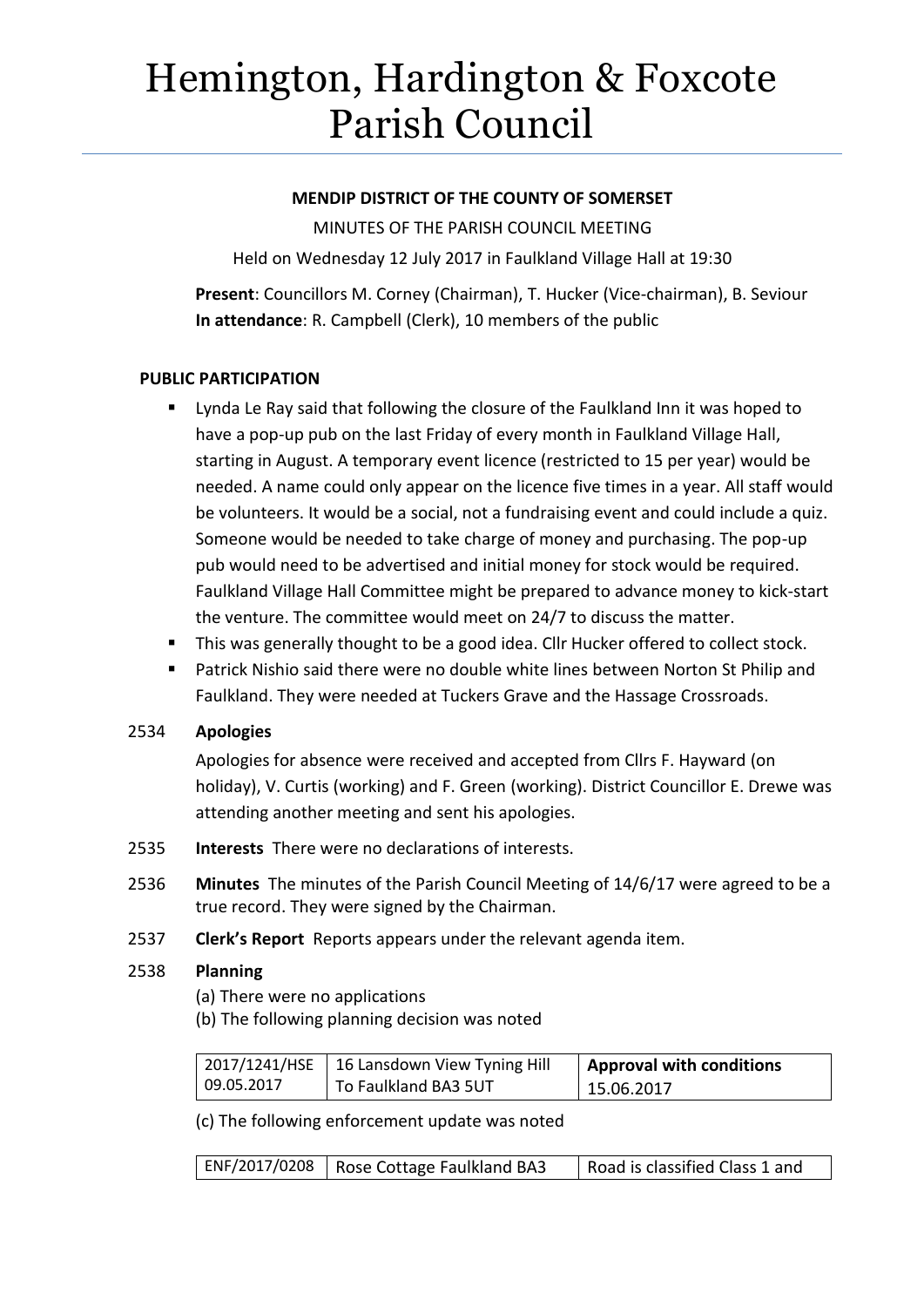# Hemington, Hardington & Foxcote Parish Council

**MENDIP DISTRICT OF THE COUNTY OF SOMERSET**

MINUTES OF THE PARISH COUNCIL MEETING

Held on Wednesday 12 July 2017 in Faulkland Village Hall at 19:30

**Present**: Councillors M. Corney (Chairman), T. Hucker (Vice-chairman), B. Seviour
**In attendance**: R. Campbell (Clerk), 10 members of the public

**PUBLIC PARTICIPATION**

- Lynda Le Ray said that following the closure of the Faulkland Inn it was hoped to have a pop-up pub on the last Friday of every month in Faulkland Village Hall, starting in August. A temporary event licence (restricted to 15 per year) would be needed. A name could only appear on the licence five times in a year. All staff would be volunteers. It would be a social, not a fundraising event and could include a quiz. Someone would be needed to take charge of money and purchasing. The pop-up pub would need to be advertised and initial money for stock would be required. Faulkland Village Hall Committee might be prepared to advance money to kick-start the venture. The committee would meet on 24/7 to discuss the matter.
- This was generally thought to be a good idea. Cllr Hucker offered to collect stock.
- Patrick Nishio said there were no double white lines between Norton St Philip and Faulkland. They were needed at Tuckers Grave and the Hassage Crossroads.

2534 **Apologies**

Apologies for absence were received and accepted from Cllrs F. Hayward (on holiday), V. Curtis (working) and F. Green (working). District Councillor E. Drewe was attending another meeting and sent his apologies.

2535 **Interests** There were no declarations of interests.

2536 **Minutes** The minutes of the Parish Council Meeting of 14/6/17 were agreed to be a true record. They were signed by the Chairman.

2537 **Clerk's Report** Reports appears under the relevant agenda item.

2538 **Planning**

(a) There were no applications
(b) The following planning decision was noted

| 2017/1241/HSE 09.05.2017 | 16 Lansdown View Tyning Hill To Faulkland BA3 5UT | **Approval with conditions** 15.06.2017 |
|---|---|---|

(c) The following enforcement update was noted

| ENF/2017/0208 | Rose Cottage Faulkland BA3 | Road is classified Class 1 and |
|---|---|---|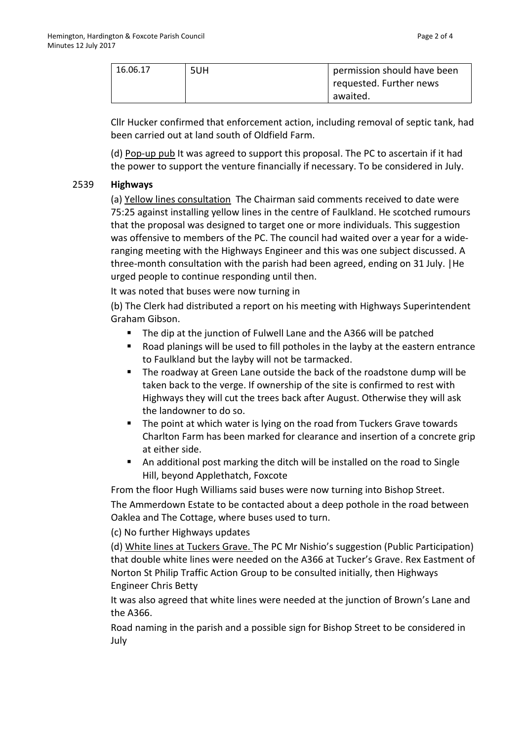| 16.06.17 | 5UH | permission should have been requested. Further news awaited. |
|---|---|---|

Cllr Hucker confirmed that enforcement action, including removal of septic tank, had been carried out at land south of Oldfield Farm.

(d) Pop-up pub It was agreed to support this proposal. The PC to ascertain if it had the power to support the venture financially if necessary. To be considered in July.

2539 **Highways**

(a) Yellow lines consultation The Chairman said comments received to date were 75:25 against installing yellow lines in the centre of Faulkland. He scotched rumours that the proposal was designed to target one or more individuals. This suggestion was offensive to members of the PC. The council had waited over a year for a wide-ranging meeting with the Highways Engineer and this was one subject discussed. A three-month consultation with the parish had been agreed, ending on 31 July. |He urged people to continue responding until then.

It was noted that buses were now turning in

(b) The Clerk had distributed a report on his meeting with Highways Superintendent Graham Gibson.

- The dip at the junction of Fulwell Lane and the A366 will be patched
- Road planings will be used to fill potholes in the layby at the eastern entrance to Faulkland but the layby will not be tarmacked.
- The roadway at Green Lane outside the back of the roadstone dump will be taken back to the verge. If ownership of the site is confirmed to rest with Highways they will cut the trees back after August. Otherwise they will ask the landowner to do so.
- The point at which water is lying on the road from Tuckers Grave towards Charlton Farm has been marked for clearance and insertion of a concrete grip at either side.
- An additional post marking the ditch will be installed on the road to Single Hill, beyond Applethatch, Foxcote

From the floor Hugh Williams said buses were now turning into Bishop Street.

The Ammerdown Estate to be contacted about a deep pothole in the road between Oaklea and The Cottage, where buses used to turn.

(c) No further Highways updates

(d) White lines at Tuckers Grave. The PC Mr Nishio's suggestion (Public Participation) that double white lines were needed on the A366 at Tucker's Grave. Rex Eastment of Norton St Philip Traffic Action Group to be consulted initially, then Highways Engineer Chris Betty

It was also agreed that white lines were needed at the junction of Brown's Lane and the A366.

Road naming in the parish and a possible sign for Bishop Street to be considered in July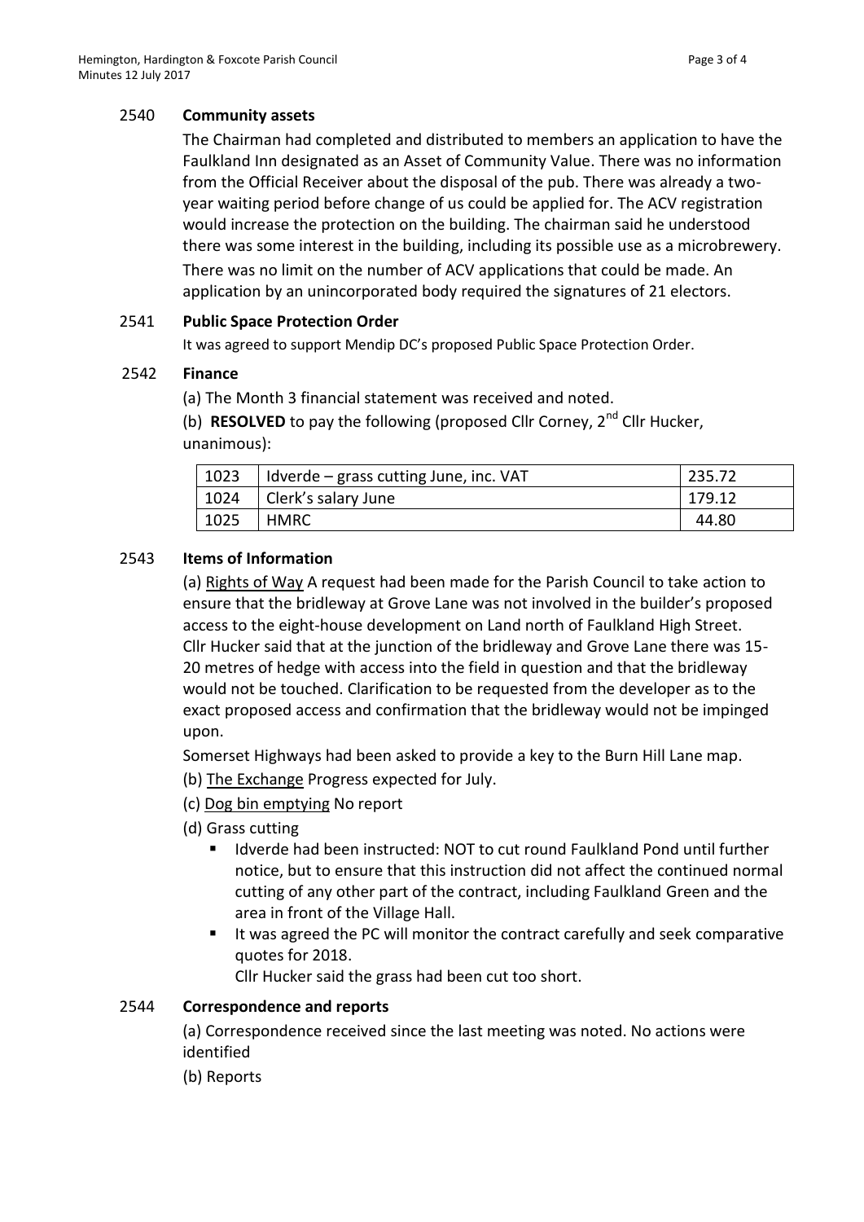2540 **Community assets**

The Chairman had completed and distributed to members an application to have the Faulkland Inn designated as an Asset of Community Value. There was no information from the Official Receiver about the disposal of the pub. There was already a two-year waiting period before change of us could be applied for. The ACV registration would increase the protection on the building. The chairman said he understood there was some interest in the building, including its possible use as a microbrewery. There was no limit on the number of ACV applications that could be made. An application by an unincorporated body required the signatures of 21 electors.

2541 **Public Space Protection Order**

It was agreed to support Mendip DC's proposed Public Space Protection Order.

2542 **Finance**

(a) The Month 3 financial statement was received and noted.

(b) **RESOLVED** to pay the following (proposed Cllr Corney, 2nd Cllr Hucker, unanimous):

| 1023 | Idverde – grass cutting June, inc. VAT | 235.72 |
|---|---|---|
| 1024 | Clerk's salary June | 179.12 |
| 1025 | HMRC | 44.80 |

2543 **Items of Information**

(a) Rights of Way A request had been made for the Parish Council to take action to ensure that the bridleway at Grove Lane was not involved in the builder's proposed access to the eight-house development on Land north of Faulkland High Street. Cllr Hucker said that at the junction of the bridleway and Grove Lane there was 15-20 metres of hedge with access into the field in question and that the bridleway would not be touched. Clarification to be requested from the developer as to the exact proposed access and confirmation that the bridleway would not be impinged upon.

Somerset Highways had been asked to provide a key to the Burn Hill Lane map.

(b) The Exchange Progress expected for July.

(c) Dog bin emptying No report

(d) Grass cutting

- Idverde had been instructed: NOT to cut round Faulkland Pond until further notice, but to ensure that this instruction did not affect the continued normal cutting of any other part of the contract, including Faulkland Green and the area in front of the Village Hall.
- It was agreed the PC will monitor the contract carefully and seek comparative quotes for 2018.

  Cllr Hucker said the grass had been cut too short.

2544 **Correspondence and reports**

(a) Correspondence received since the last meeting was noted. No actions were identified

(b) Reports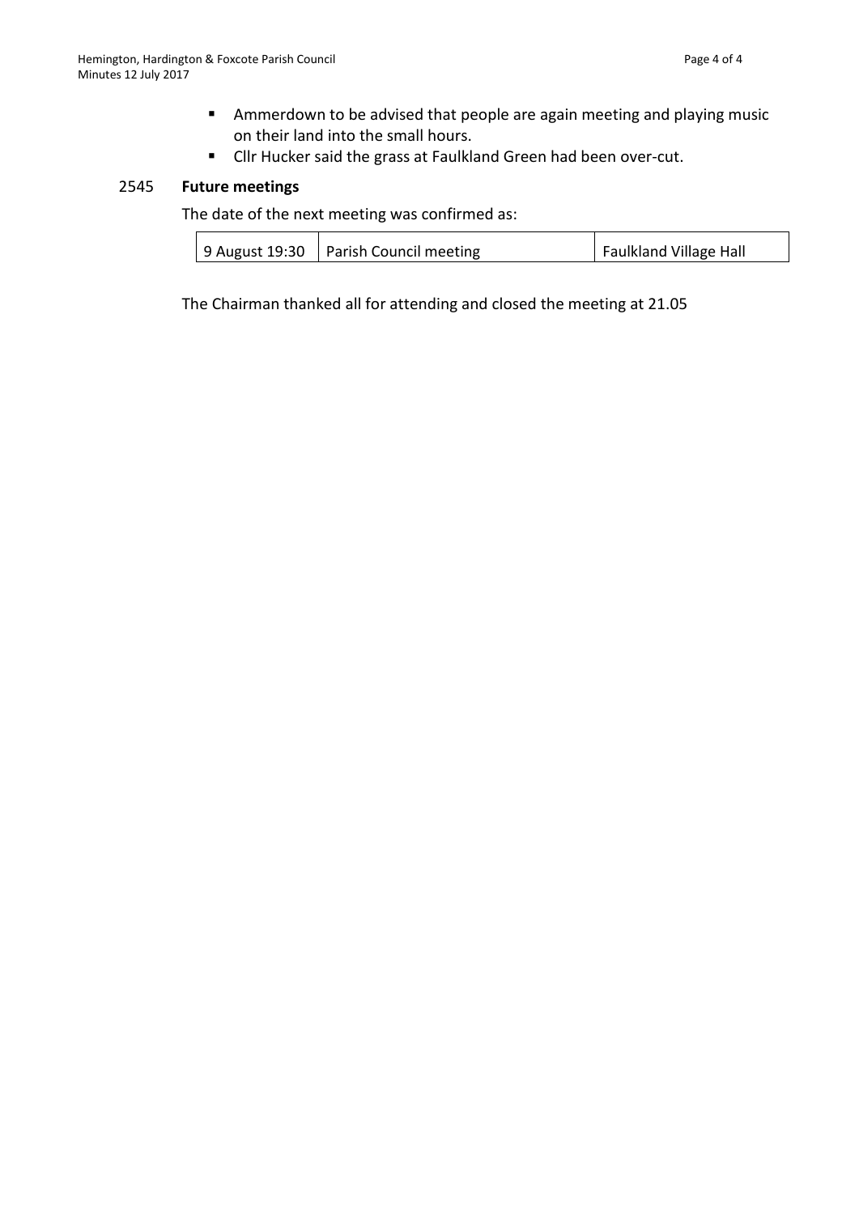- Ammerdown to be advised that people are again meeting and playing music on their land into the small hours.
- Cllr Hucker said the grass at Faulkland Green had been over-cut.

2545 **Future meetings**

The date of the next meeting was confirmed as:

| | | |
|---|---|---|
| 9 August 19:30 | Parish Council meeting | Faulkland Village Hall |

The Chairman thanked all for attending and closed the meeting at 21.05